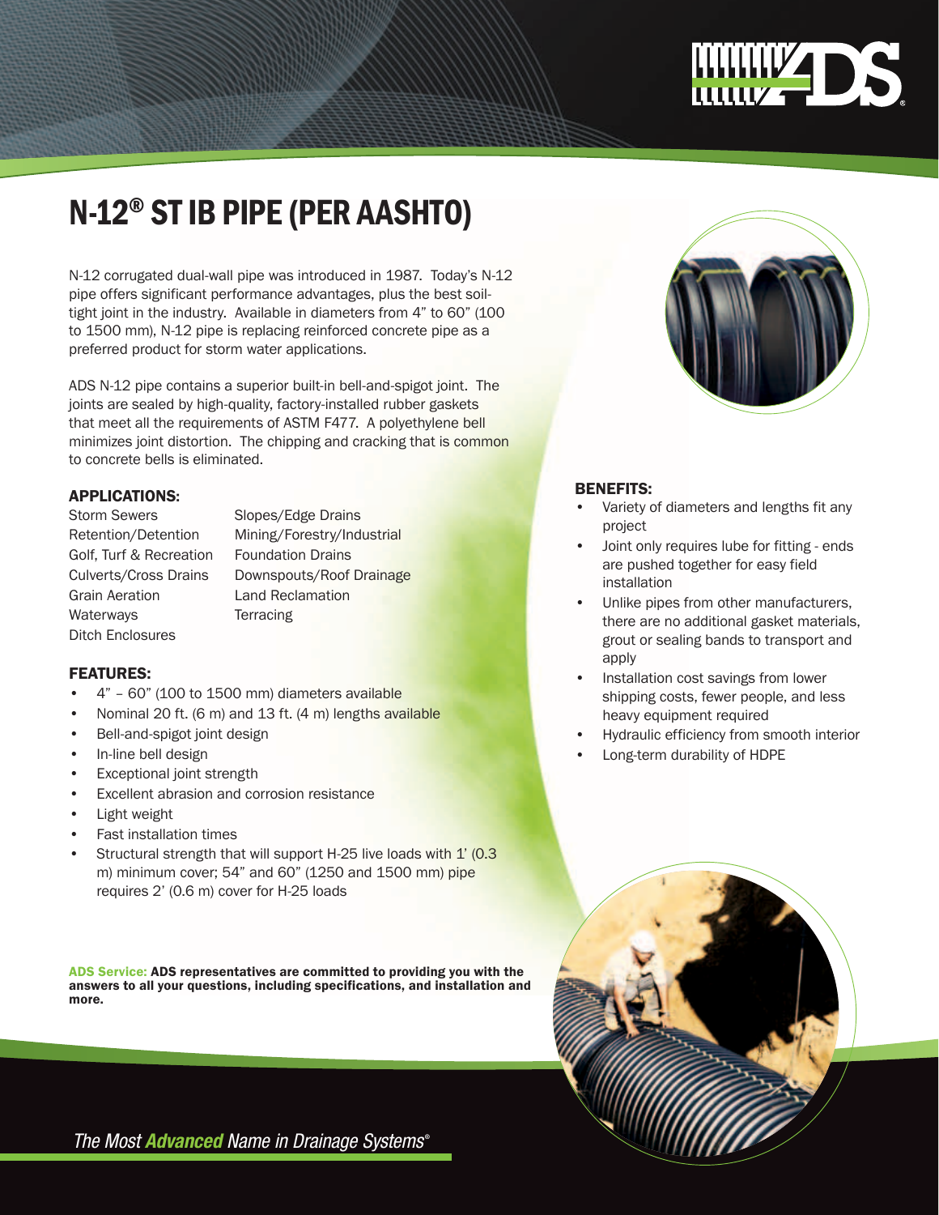# N-12® ST IB PIPE (PER AASHTO)

N-12 corrugated dual-wall pipe was introduced in 1987. Today's N-12 pipe offers significant performance advantages, plus the best soil-tight joint in the industry. Available in diameters from 4" to 60" (100 to 1500 mm), N-12 pipe is replacing reinforced concrete pipe as a preferred product for storm water applications.

ADS N-12 pipe contains a superior built-in bell-and-spigot joint. The joints are sealed by high-quality, factory-installed rubber gaskets that meet all the requirements of ASTM F477. A polyethylene bell minimizes joint distortion. The chipping and cracking that is common to concrete bells is eliminated.

### APPLICATIONS:

Storm Sewers
Retention/Detention
Golf, Turf & Recreation
Culverts/Cross Drains
Grain Aeration
Waterways
Ditch Enclosures
Slopes/Edge Drains
Mining/Forestry/Industrial
Foundation Drains
Downspouts/Roof Drainage
Land Reclamation
Terracing

### FEATURES:

- 4" – 60" (100 to 1500 mm) diameters available
- Nominal 20 ft. (6 m) and 13 ft. (4 m) lengths available
- Bell-and-spigot joint design
- In-line bell design
- Exceptional joint strength
- Excellent abrasion and corrosion resistance
- Light weight
- Fast installation times
- Structural strength that will support H-25 live loads with 1' (0.3 m) minimum cover; 54" and 60" (1250 and 1500 mm) pipe requires 2' (0.6 m) cover for H-25 loads

**ADS Service: ADS representatives are committed to providing you with the answers to all your questions, including specifications, and installation and more.**

### BENEFITS:

- Variety of diameters and lengths fit any project
- Joint only requires lube for fitting - ends are pushed together for easy field installation
- Unlike pipes from other manufacturers, there are no additional gasket materials, grout or sealing bands to transport and apply
- Installation cost savings from lower shipping costs, fewer people, and less heavy equipment required
- Hydraulic efficiency from smooth interior
- Long-term durability of HDPE

*The Most **Advanced** Name in Drainage Systems®*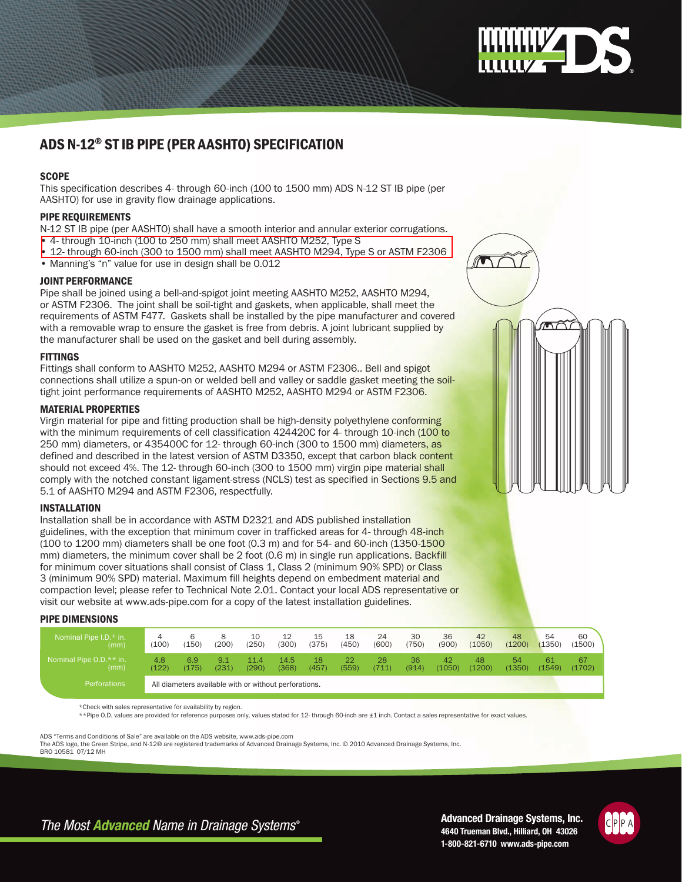# ADS N-12® ST IB PIPE (PER AASHTO) SPECIFICATION

### SCOPE

This specification describes 4- through 60-inch (100 to 1500 mm) ADS N-12 ST IB pipe (per AASHTO) for use in gravity flow drainage applications.

### PIPE REQUIREMENTS

N-12 ST IB pipe (per AASHTO) shall have a smooth interior and annular exterior corrugations.

- 4- through 10-inch (100 to 250 mm) shall meet AASHTO M252, Type S
- 12- through 60-inch (300 to 1500 mm) shall meet AASHTO M294, Type S or ASTM F2306
- Manning's "n" value for use in design shall be 0.012

### JOINT PERFORMANCE

Pipe shall be joined using a bell-and-spigot joint meeting AASHTO M252, AASHTO M294, or ASTM F2306. The joint shall be soil-tight and gaskets, when applicable, shall meet the requirements of ASTM F477. Gaskets shall be installed by the pipe manufacturer and covered with a removable wrap to ensure the gasket is free from debris. A joint lubricant supplied by the manufacturer shall be used on the gasket and bell during assembly.

### FITTINGS

Fittings shall conform to AASHTO M252, AASHTO M294 or ASTM F2306.. Bell and spigot connections shall utilize a spun-on or welded bell and valley or saddle gasket meeting the soil-tight joint performance requirements of AASHTO M252, AASHTO M294 or ASTM F2306.

### MATERIAL PROPERTIES

Virgin material for pipe and fitting production shall be high-density polyethylene conforming with the minimum requirements of cell classification 424420C for 4- through 10-inch (100 to 250 mm) diameters, or 435400C for 12- through 60-inch (300 to 1500 mm) diameters, as defined and described in the latest version of ASTM D3350, except that carbon black content should not exceed 4%. The 12- through 60-inch (300 to 1500 mm) virgin pipe material shall comply with the notched constant ligament-stress (NCLS) test as specified in Sections 9.5 and 5.1 of AASHTO M294 and ASTM F2306, respectfully.

### INSTALLATION

Installation shall be in accordance with ASTM D2321 and ADS published installation guidelines, with the exception that minimum cover in trafficked areas for 4- through 48-inch (100 to 1200 mm) diameters shall be one foot (0.3 m) and for 54- and 60-inch (1350-1500 mm) diameters, the minimum cover shall be 2 foot (0.6 m) in single run applications. Backfill for minimum cover situations shall consist of Class 1, Class 2 (minimum 90% SPD) or Class 3 (minimum 90% SPD) material. Maximum fill heights depend on embedment material and compaction level; please refer to Technical Note 2.01. Contact your local ADS representative or visit our website at www.ads-pipe.com for a copy of the latest installation guidelines.

### PIPE DIMENSIONS

| | | | | | | | | | | | | | | |
|---|---|---|---|---|---|---|---|---|---|---|---|---|---|---|
| Nominal Pipe I.D.* in. (mm) | 4 (100) | 6 (150) | 8 (200) | 10 (250) | 12 (300) | 15 (375) | 18 (450) | 24 (600) | 30 (750) | 36 (900) | 42 (1050) | 48 (1200) | 54 (1350) | 60 (1500) |
| Nominal Pipe O.D.** in. (mm) | 4.8 (122) | 6.9 (175) | 9.1 (231) | 11.4 (290) | 14.5 (368) | 18 (457) | 22 (559) | 28 (711) | 36 (914) | 42 (1050) | 48 (1200) | 54 (1350) | 61 (1549) | 67 (1702) |
| Perforations | All diameters available with or without perforations. | | | | | | | | | | | | | |

*Check with sales representative for availability by region.

**Pipe O.D. values are provided for reference purposes only, values stated for 12- through 60-inch are ±1 inch. Contact a sales representative for exact values.

ADS "Terms and Conditions of Sale" are available on the ADS website, www.ads-pipe.com
The ADS logo, the Green Stripe, and N-12® are registered trademarks of Advanced Drainage Systems, Inc. © 2010 Advanced Drainage Systems, Inc.
BRO 10581 07/12 MH

*The Most **Advanced** Name in Drainage Systems®*

**Advanced Drainage Systems, Inc.**
**4640 Trueman Blvd., Hilliard, OH 43026**
**1-800-821-6710 www.ads-pipe.com**